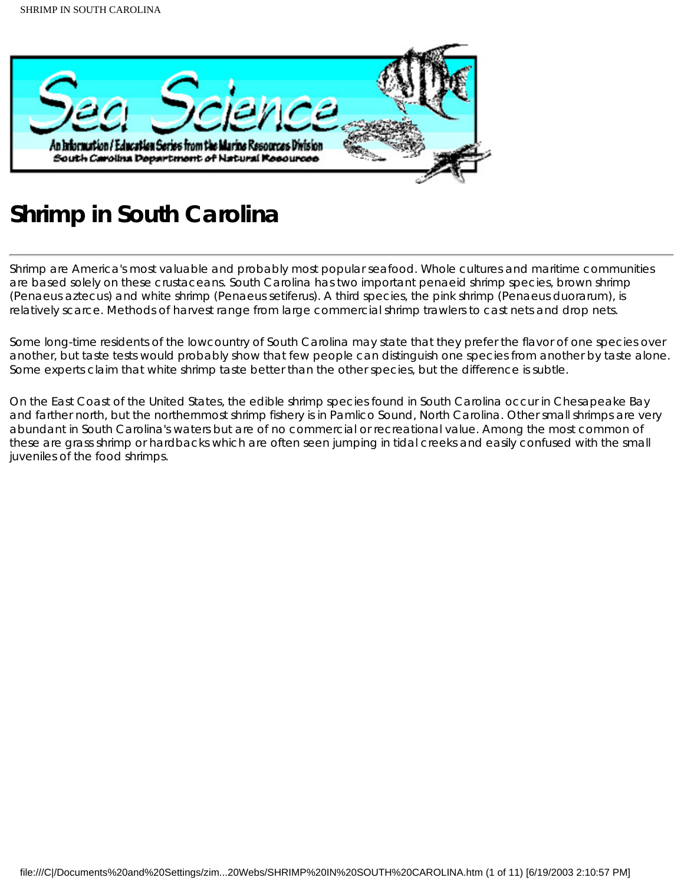# Shrimp in South Carolina

Shrimp are America's most valuable and probably most popular seafood. Whole cultures and maritime communities are based solely on these crustaceans. South Carolina has two important penaeid shrimp species, brown shrimp (Penaeus aztecus) and white shrimp (Penaeus setiferus). A third species, the pink shrimp (Penaeus duorarum), is relatively scarce. Methods of harvest range from large commercial shrimp trawlers to cast nets and drop nets.

Some long-time residents of the lowcountry of South Carolina may state that they prefer the flavor of one species over another, but taste tests would probably show that few people can distinguish one species from another by taste alone. Some experts claim that white shrimp taste better than the other species, but the difference is subtle.

On the East Coast of the United States, the edible shrimp species found in South Carolina occur in Chesapeake Bay and farther north, but the northernmost shrimp fishery is in Pamlico Sound, North Carolina. Other small shrimps are very abundant in South Carolina's waters but are of no commercial or recreational value. Among the most common of these are grass shrimp or hardbacks which are often seen jumping in tidal creeks and easily confused with the small juveniles of the food shrimps.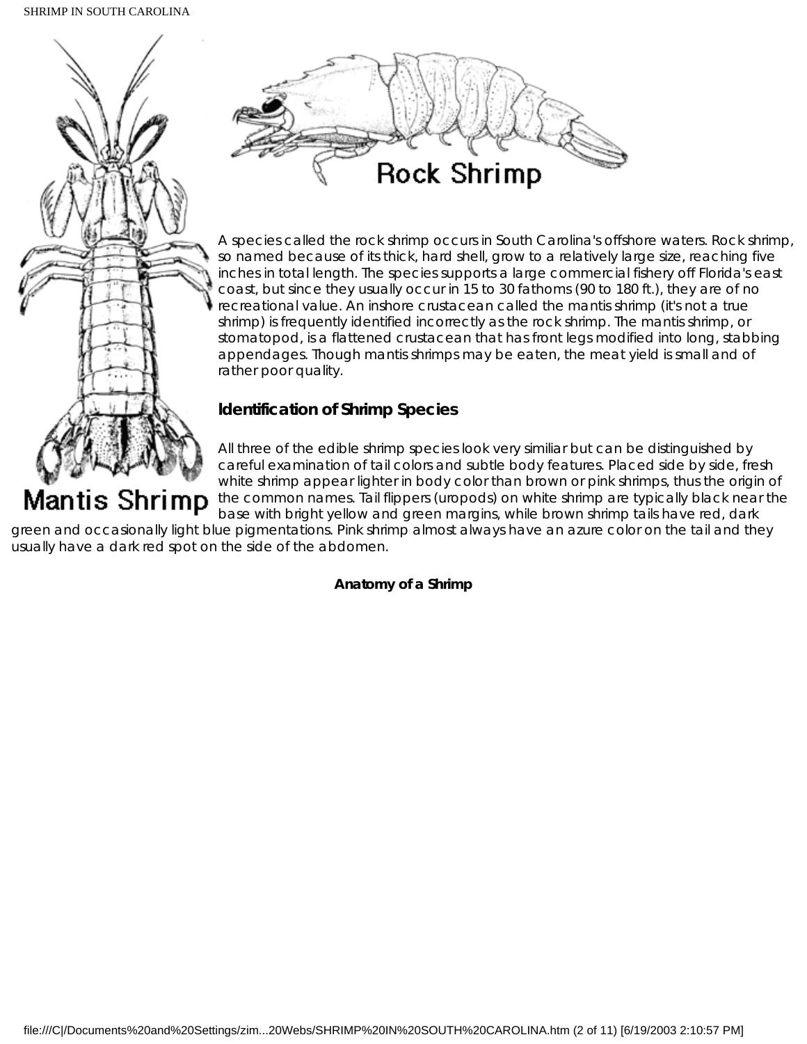Rock Shrimp

Mantis Shrimp

A species called the rock shrimp occurs in South Carolina's offshore waters. Rock shrimp, so named because of its thick, hard shell, grow to a relatively large size, reaching five inches in total length. The species supports a large commercial fishery off Florida's east coast, but since they usually occur in 15 to 30 fathoms (90 to 180 ft.), they are of no recreational value. An inshore crustacean called the mantis shrimp (it's not a true shrimp) is frequently identified incorrectly as the rock shrimp. The mantis shrimp, or stomatopod, is a flattened crustacean that has front legs modified into long, stabbing appendages. Though mantis shrimps may be eaten, the meat yield is small and of rather poor quality.

### Identification of Shrimp Species

All three of the edible shrimp species look very similiar but can be distinguished by careful examination of tail colors and subtle body features. Placed side by side, fresh white shrimp appear lighter in body color than brown or pink shrimps, thus the origin of the common names. Tail flippers (uropods) on white shrimp are typically black near the base with bright yellow and green margins, while brown shrimp tails have red, dark green and occasionally light blue pigmentations. Pink shrimp almost always have an azure color on the tail and they usually have a dark red spot on the side of the abdomen.

**Anatomy of a Shrimp**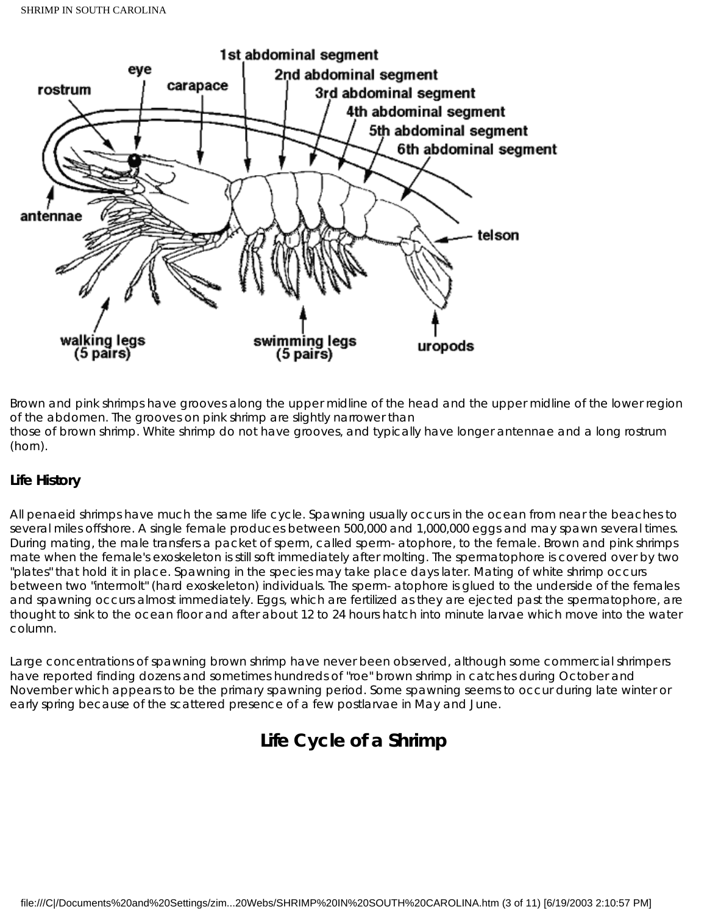Brown and pink shrimps have grooves along the upper midline of the head and the upper midline of the lower region of the abdomen. The grooves on pink shrimp are slightly narrower than
those of brown shrimp. White shrimp do not have grooves, and typically have longer antennae and a long rostrum (horn).

**Life History**

All penaeid shrimps have much the same life cycle. Spawning usually occurs in the ocean from near the beaches to several miles offshore. A single female produces between 500,000 and 1,000,000 eggs and may spawn several times. During mating, the male transfers a packet of sperm, called sperm- atophore, to the female. Brown and pink shrimps mate when the female's exoskeleton is still soft immediately after molting. The spermatophore is covered over by two "plates" that hold it in place. Spawning in the species may take place days later. Mating of white shrimp occurs between two "intermolt" (hard exoskeleton) individuals. The sperm- atophore is glued to the underside of the females and spawning occurs almost immediately. Eggs, which are fertilized as they are ejected past the spermatophore, are thought to sink to the ocean floor and after about 12 to 24 hours hatch into minute larvae which move into the water column.

Large concentrations of spawning brown shrimp have never been observed, although some commercial shrimpers have reported finding dozens and sometimes hundreds of "roe" brown shrimp in catches during October and November which appears to be the primary spawning period. Some spawning seems to occur during late winter or early spring because of the scattered presence of a few postlarvae in May and June.

## Life Cycle of a Shrimp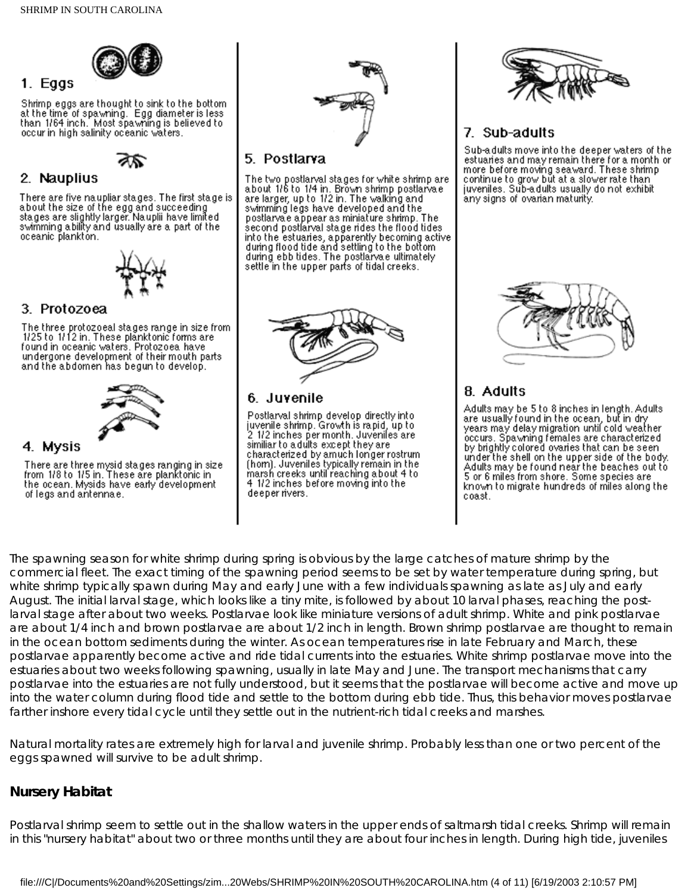1. Eggs

Shrimp eggs are thought to sink to the bottom at the time of spawning. Egg diameter is less than 1/64 inch. Most spawning is believed to occur in high salinity oceanic waters.

2. Nauplius

There are five naupliar stages. The first stage is about the size of the egg and succeeding stages are slightly larger. Nauplii have limited swimming ability and usually are a part of the oceanic plankton.

3. Protozoea

The three protozoeal stages range in size from 1/25 to 1/12 in. These planktonic forms are found in oceanic waters. Protozoea have undergone development of their mouth parts and the abdomen has begun to develop.

4. Mysis

There are three mysid stages ranging in size from 1/8 to 1/5 in. These are planktonic in the ocean. Mysids have early development of legs and antennae.

5. Postlarva

The two postlarval stages for white shrimp are about 1/6 to 1/4 in. Brown shrimp postlarvae are larger, up to 1/2 in. The walking and swimming legs have developed and the postlarvae appear as miniature shrimp. The second postlarval stage rides the flood tides into the estuaries, apparently becoming active during flood tide and settling to the bottom during ebb tides. The postlarvae ultimately settle in the upper parts of tidal creeks.

6. Juvenile

Postlarval shrimp develop directly into juvenile shrimp. Growth is rapid, up to 2 1/2 inches per month. Juveniles are similiar to adults except they are characterized by amuch longer rostrum (horn). Juveniles typically remain in the marsh creeks until reaching about 4 to 4 1/2 inches before moving into the deeper rivers.

7. Sub-adults

Sub-adults move into the deeper waters of the estuaries and may remain there for a month or more before moving seaward. These shrimp continue to grow but at a slower rate than juveniles. Sub-adults usually do not exhibit any signs of ovarian maturity.

8. Adults

Adults may be 5 to 8 inches in length. Adults are usually found in the ocean, but in dry years may delay migration until cold weather occurs. Spawning females are characterized by brightly colored ovaries that can be seen under the shell on the upper side of the body. Adults may be found near the beaches out to 5 or 6 miles from shore. Some species are known to migrate hundreds of miles along the coast.

The spawning season for white shrimp during spring is obvious by the large catches of mature shrimp by the commercial fleet. The exact timing of the spawning period seems to be set by water temperature during spring, but white shrimp typically spawn during May and early June with a few individuals spawning as late as July and early August. The initial larval stage, which looks like a tiny mite, is followed by about 10 larval phases, reaching the post-larval stage after about two weeks. Postlarvae look like miniature versions of adult shrimp. White and pink postlarvae are about 1/4 inch and brown postlarvae are about 1/2 inch in length. Brown shrimp postlarvae are thought to remain in the ocean bottom sediments during the winter. As ocean temperatures rise in late February and March, these postlarvae apparently become active and ride tidal currents into the estuaries. White shrimp postlarvae move into the estuaries about two weeks following spawning, usually in late May and June. The transport mechanisms that carry postlarvae into the estuaries are not fully understood, but it seems that the postlarvae will become active and move up into the water column during flood tide and settle to the bottom during ebb tide. Thus, this behavior moves postlarvae farther inshore every tidal cycle until they settle out in the nutrient-rich tidal creeks and marshes.

Natural mortality rates are extremely high for larval and juvenile shrimp. Probably less than one or two percent of the eggs spawned will survive to be adult shrimp.

**Nursery Habitat**

Postlarval shrimp seem to settle out in the shallow waters in the upper ends of saltmarsh tidal creeks. Shrimp will remain in this "nursery habitat" about two or three months until they are about four inches in length. During high tide, juveniles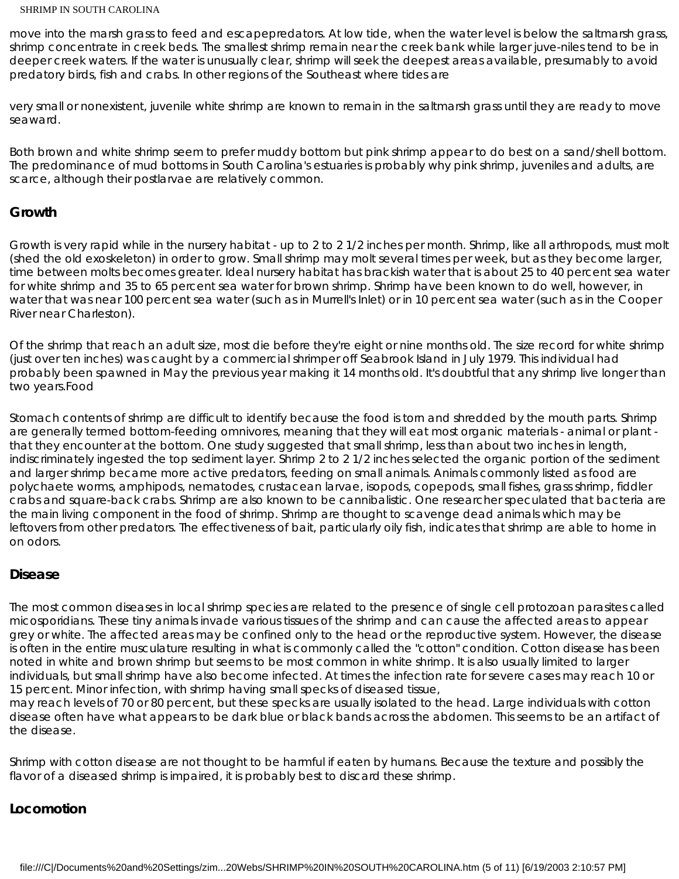move into the marsh grass to feed and escapepredators. At low tide, when the water level is below the saltmarsh grass, shrimp concentrate in creek beds. The smallest shrimp remain near the creek bank while larger juve-niles tend to be in deeper creek waters. If the water is unusually clear, shrimp will seek the deepest areas available, presumably to avoid predatory birds, fish and crabs. In other regions of the Southeast where tides are

very small or nonexistent, juvenile white shrimp are known to remain in the saltmarsh grass until they are ready to move seaward.

Both brown and white shrimp seem to prefer muddy bottom but pink shrimp appear to do best on a sand/shell bottom. The predominance of mud bottoms in South Carolina's estuaries is probably why pink shrimp, juveniles and adults, are scarce, although their postlarvae are relatively common.

## Growth

Growth is very rapid while in the nursery habitat - up to 2 to 2 1/2 inches per month. Shrimp, like all arthropods, must molt (shed the old exoskeleton) in order to grow. Small shrimp may molt several times per week, but as they become larger, time between molts becomes greater. Ideal nursery habitat has brackish water that is about 25 to 40 percent sea water for white shrimp and 35 to 65 percent sea water for brown shrimp. Shrimp have been known to do well, however, in water that was near 100 percent sea water (such as in Murrell's Inlet) or in 10 percent sea water (such as in the Cooper River near Charleston).

Of the shrimp that reach an adult size, most die before they're eight or nine months old. The size record for white shrimp (just over ten inches) was caught by a commercial shrimper off Seabrook Island in July 1979. This individual had probably been spawned in May the previous year making it 14 months old. It's doubtful that any shrimp live longer than two years.Food

Stomach contents of shrimp are difficult to identify because the food is torn and shredded by the mouth parts. Shrimp are generally termed bottom-feeding omnivores, meaning that they will eat most organic materials - animal or plant - that they encounter at the bottom. One study suggested that small shrimp, less than about two inches in length, indiscriminately ingested the top sediment layer. Shrimp 2 to 2 1/2 inches selected the organic portion of the sediment and larger shrimp became more active predators, feeding on small animals. Animals commonly listed as food are polychaete worms, amphipods, nematodes, crustacean larvae, isopods, copepods, small fishes, grass shrimp, fiddler crabs and square-back crabs. Shrimp are also known to be cannibalistic. One researcher speculated that bacteria are the main living component in the food of shrimp. Shrimp are thought to scavenge dead animals which may be leftovers from other predators. The effectiveness of bait, particularly oily fish, indicates that shrimp are able to home in on odors.

## Disease

The most common diseases in local shrimp species are related to the presence of single cell protozoan parasites called micosporidians. These tiny animals invade various tissues of the shrimp and can cause the affected areas to appear grey or white. The affected areas may be confined only to the head or the reproductive system. However, the disease is often in the entire musculature resulting in what is commonly called the "cotton" condition. Cotton disease has been noted in white and brown shrimp but seems to be most common in white shrimp. It is also usually limited to larger individuals, but small shrimp have also become infected. At times the infection rate for severe cases may reach 10 or 15 percent. Minor infection, with shrimp having small specks of diseased tissue, may reach levels of 70 or 80 percent, but these specks are usually isolated to the head. Large individuals with cotton disease often have what appears to be dark blue or black bands across the abdomen. This seems to be an artifact of the disease.

Shrimp with cotton disease are not thought to be harmful if eaten by humans. Because the texture and possibly the flavor of a diseased shrimp is impaired, it is probably best to discard these shrimp.

## Locomotion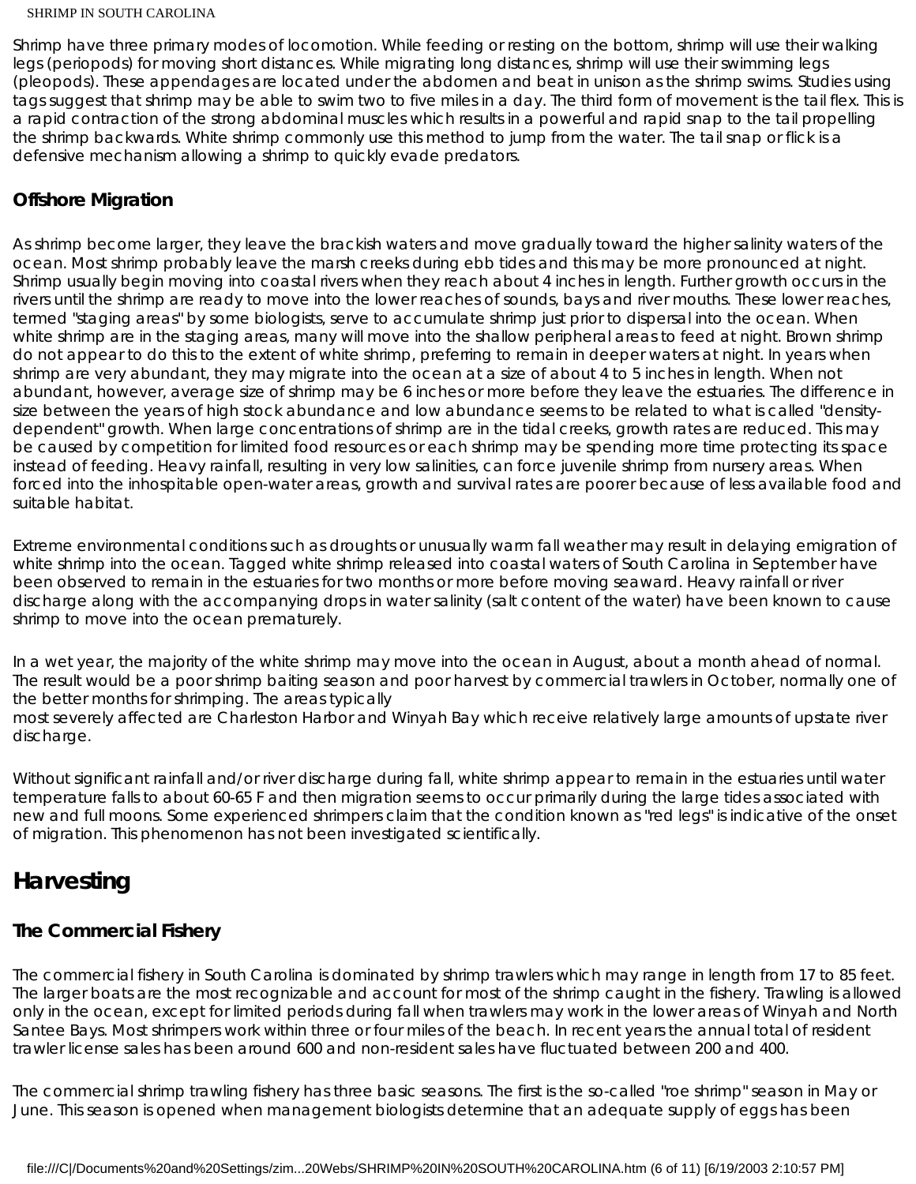Shrimp have three primary modes of locomotion. While feeding or resting on the bottom, shrimp will use their walking legs (periopods) for moving short distances. While migrating long distances, shrimp will use their swimming legs (pleopods). These appendages are located under the abdomen and beat in unison as the shrimp swims. Studies using tags suggest that shrimp may be able to swim two to five miles in a day. The third form of movement is the tail flex. This is a rapid contraction of the strong abdominal muscles which results in a powerful and rapid snap to the tail propelling the shrimp backwards. White shrimp commonly use this method to jump from the water. The tail snap or flick is a defensive mechanism allowing a shrimp to quickly evade predators.

### Offshore Migration

As shrimp become larger, they leave the brackish waters and move gradually toward the higher salinity waters of the ocean. Most shrimp probably leave the marsh creeks during ebb tides and this may be more pronounced at night. Shrimp usually begin moving into coastal rivers when they reach about 4 inches in length. Further growth occurs in the rivers until the shrimp are ready to move into the lower reaches of sounds, bays and river mouths. These lower reaches, termed "staging areas" by some biologists, serve to accumulate shrimp just prior to dispersal into the ocean. When white shrimp are in the staging areas, many will move into the shallow peripheral areas to feed at night. Brown shrimp do not appear to do this to the extent of white shrimp, preferring to remain in deeper waters at night. In years when shrimp are very abundant, they may migrate into the ocean at a size of about 4 to 5 inches in length. When not abundant, however, average size of shrimp may be 6 inches or more before they leave the estuaries. The difference in size between the years of high stock abundance and low abundance seems to be related to what is called "density-dependent" growth. When large concentrations of shrimp are in the tidal creeks, growth rates are reduced. This may be caused by competition for limited food resources or each shrimp may be spending more time protecting its space instead of feeding. Heavy rainfall, resulting in very low salinities, can force juvenile shrimp from nursery areas. When forced into the inhospitable open-water areas, growth and survival rates are poorer because of less available food and suitable habitat.

Extreme environmental conditions such as droughts or unusually warm fall weather may result in delaying emigration of white shrimp into the ocean. Tagged white shrimp released into coastal waters of South Carolina in September have been observed to remain in the estuaries for two months or more before moving seaward. Heavy rainfall or river discharge along with the accompanying drops in water salinity (salt content of the water) have been known to cause shrimp to move into the ocean prematurely.

In a wet year, the majority of the white shrimp may move into the ocean in August, about a month ahead of normal. The result would be a poor shrimp baiting season and poor harvest by commercial trawlers in October, normally one of the better months for shrimping. The areas typically most severely affected are Charleston Harbor and Winyah Bay which receive relatively large amounts of upstate river discharge.

Without significant rainfall and/or river discharge during fall, white shrimp appear to remain in the estuaries until water temperature falls to about 60-65 F and then migration seems to occur primarily during the large tides associated with new and full moons. Some experienced shrimpers claim that the condition known as "red legs" is indicative of the onset of migration. This phenomenon has not been investigated scientifically.

## Harvesting

### The Commercial Fishery

The commercial fishery in South Carolina is dominated by shrimp trawlers which may range in length from 17 to 85 feet. The larger boats are the most recognizable and account for most of the shrimp caught in the fishery. Trawling is allowed only in the ocean, except for limited periods during fall when trawlers may work in the lower areas of Winyah and North Santee Bays. Most shrimpers work within three or four miles of the beach. In recent years the annual total of resident trawler license sales has been around 600 and non-resident sales have fluctuated between 200 and 400.

The commercial shrimp trawling fishery has three basic seasons. The first is the so-called "roe shrimp" season in May or June. This season is opened when management biologists determine that an adequate supply of eggs has been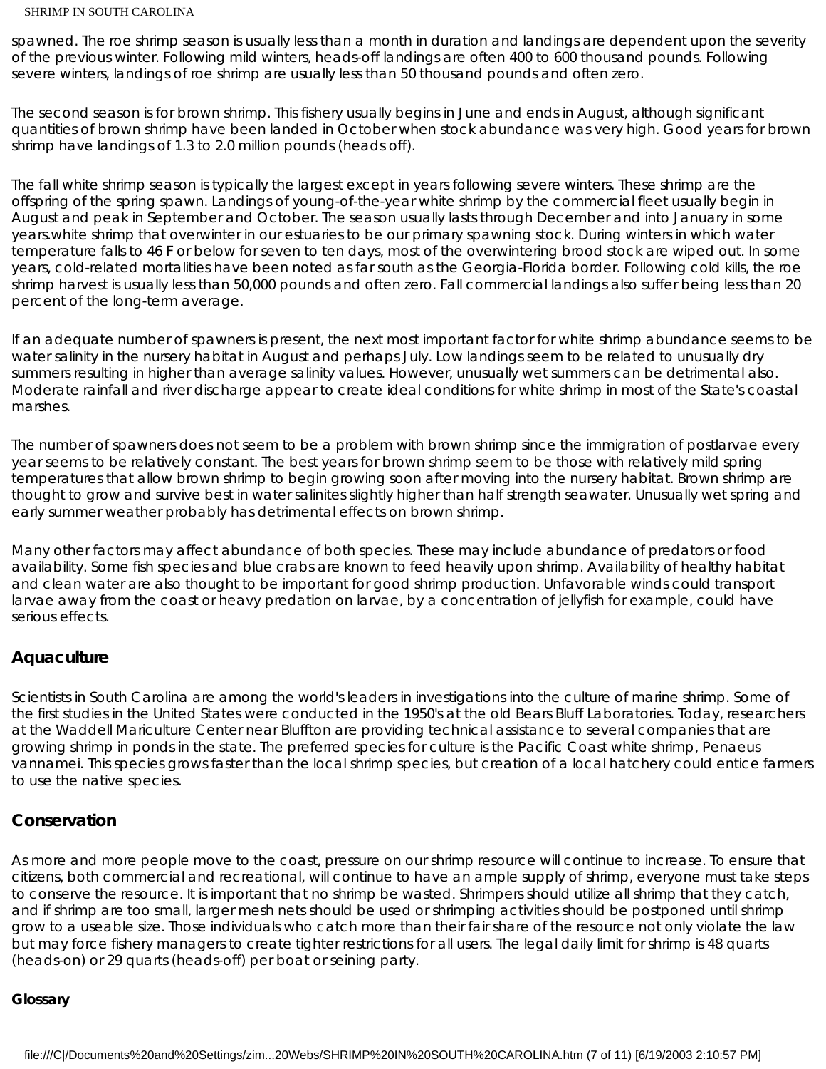spawned. The roe shrimp season is usually less than a month in duration and landings are dependent upon the severity of the previous winter. Following mild winters, heads-off landings are often 400 to 600 thousand pounds. Following severe winters, landings of roe shrimp are usually less than 50 thousand pounds and often zero.

The second season is for brown shrimp. This fishery usually begins in June and ends in August, although significant quantities of brown shrimp have been landed in October when stock abundance was very high. Good years for brown shrimp have landings of 1.3 to 2.0 million pounds (heads off).

The fall white shrimp season is typically the largest except in years following severe winters. These shrimp are the offspring of the spring spawn. Landings of young-of-the-year white shrimp by the commercial fleet usually begin in August and peak in September and October. The season usually lasts through December and into January in some years.white shrimp that overwinter in our estuaries to be our primary spawning stock. During winters in which water temperature falls to 46 F or below for seven to ten days, most of the overwintering brood stock are wiped out. In some years, cold-related mortalities have been noted as far south as the Georgia-Florida border. Following cold kills, the roe shrimp harvest is usually less than 50,000 pounds and often zero. Fall commercial landings also suffer being less than 20 percent of the long-term average.

If an adequate number of spawners is present, the next most important factor for white shrimp abundance seems to be water salinity in the nursery habitat in August and perhaps July. Low landings seem to be related to unusually dry summers resulting in higher than average salinity values. However, unusually wet summers can be detrimental also. Moderate rainfall and river discharge appear to create ideal conditions for white shrimp in most of the State's coastal marshes.

The number of spawners does not seem to be a problem with brown shrimp since the immigration of postlarvae every year seems to be relatively constant. The best years for brown shrimp seem to be those with relatively mild spring temperatures that allow brown shrimp to begin growing soon after moving into the nursery habitat. Brown shrimp are thought to grow and survive best in water salinites slightly higher than half strength seawater. Unusually wet spring and early summer weather probably has detrimental effects on brown shrimp.

Many other factors may affect abundance of both species. These may include abundance of predators or food availability. Some fish species and blue crabs are known to feed heavily upon shrimp. Availability of healthy habitat and clean water are also thought to be important for good shrimp production. Unfavorable winds could transport larvae away from the coast or heavy predation on larvae, by a concentration of jellyfish for example, could have serious effects.

## Aquaculture

Scientists in South Carolina are among the world's leaders in investigations into the culture of marine shrimp. Some of the first studies in the United States were conducted in the 1950's at the old Bears Bluff Laboratories. Today, researchers at the Waddell Mariculture Center near Bluffton are providing technical assistance to several companies that are growing shrimp in ponds in the state. The preferred species for culture is the Pacific Coast white shrimp, Penaeus vannamei. This species grows faster than the local shrimp species, but creation of a local hatchery could entice farmers to use the native species.

## Conservation

As more and more people move to the coast, pressure on our shrimp resource will continue to increase. To ensure that citizens, both commercial and recreational, will continue to have an ample supply of shrimp, everyone must take steps to conserve the resource. It is important that no shrimp be wasted. Shrimpers should utilize all shrimp that they catch, and if shrimp are too small, larger mesh nets should be used or shrimping activities should be postponed until shrimp grow to a useable size. Those individuals who catch more than their fair share of the resource not only violate the law but may force fishery managers to create tighter restrictions for all users. The legal daily limit for shrimp is 48 quarts (heads-on) or 29 quarts (heads-off) per boat or seining party.

### Glossary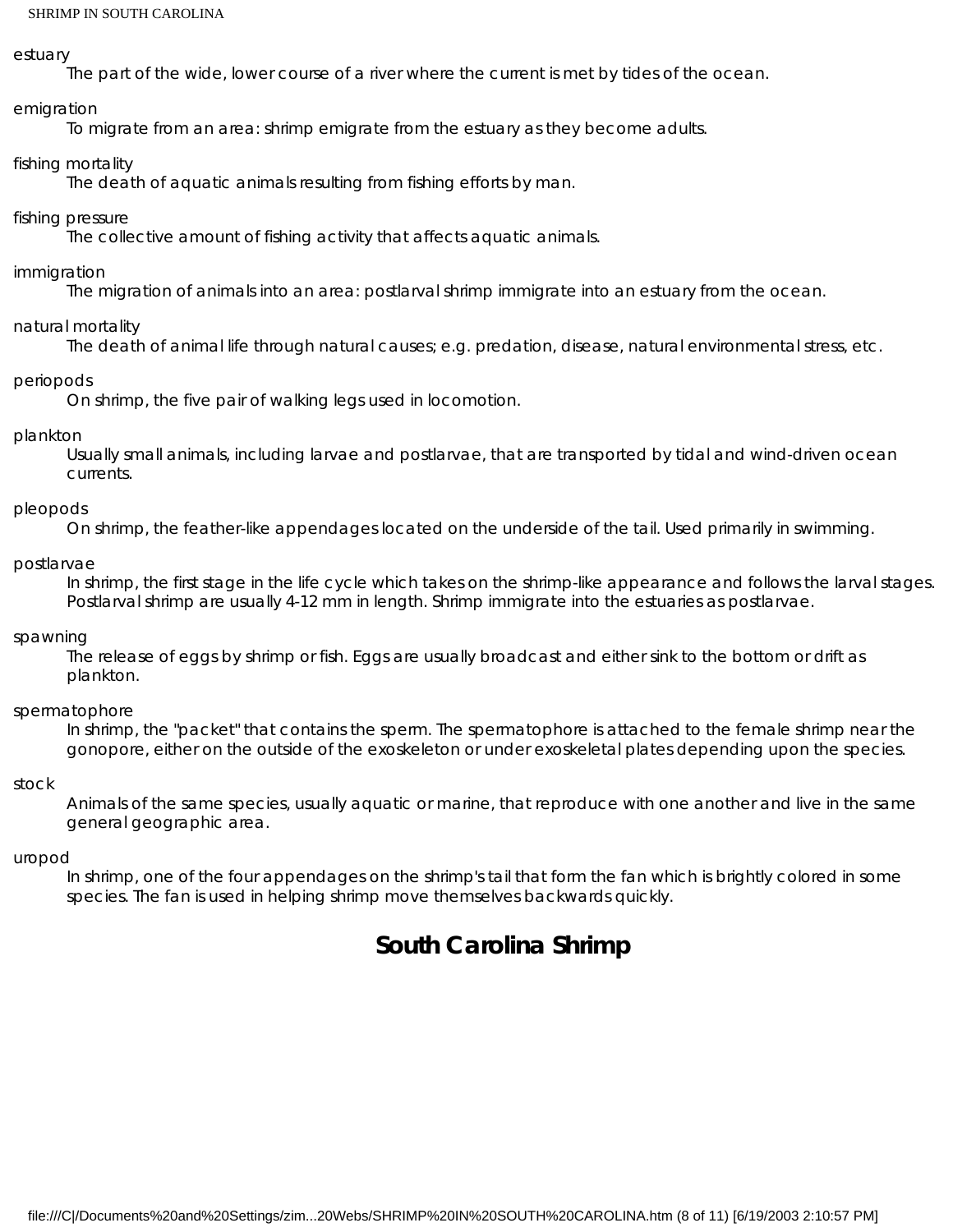estuary
: The part of the wide, lower course of a river where the current is met by tides of the ocean.

emigration
: To migrate from an area: shrimp emigrate from the estuary as they become adults.

fishing mortality
: The death of aquatic animals resulting from fishing efforts by man.

fishing pressure
: The collective amount of fishing activity that affects aquatic animals.

immigration
: The migration of animals into an area: postlarval shrimp immigrate into an estuary from the ocean.

natural mortality
: The death of animal life through natural causes; e.g. predation, disease, natural environmental stress, etc.

periopods
: On shrimp, the five pair of walking legs used in locomotion.

plankton
: Usually small animals, including larvae and postlarvae, that are transported by tidal and wind-driven ocean currents.

pleopods
: On shrimp, the feather-like appendages located on the underside of the tail. Used primarily in swimming.

postlarvae
: In shrimp, the first stage in the life cycle which takes on the shrimp-like appearance and follows the larval stages. Postlarval shrimp are usually 4-12 mm in length. Shrimp immigrate into the estuaries as postlarvae.

spawning
: The release of eggs by shrimp or fish. Eggs are usually broadcast and either sink to the bottom or drift as plankton.

spermatophore
: In shrimp, the "packet" that contains the sperm. The spermatophore is attached to the female shrimp near the gonopore, either on the outside of the exoskeleton or under exoskeletal plates depending upon the species.

stock
: Animals of the same species, usually aquatic or marine, that reproduce with one another and live in the same general geographic area.

uropod
: In shrimp, one of the four appendages on the shrimp's tail that form the fan which is brightly colored in some species. The fan is used in helping shrimp move themselves backwards quickly.

## South Carolina Shrimp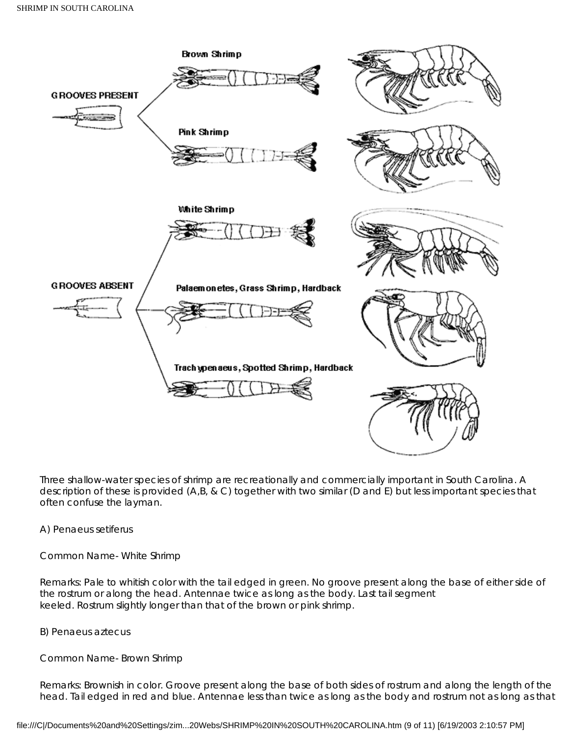GROOVES PRESENT

Brown Shrimp

Pink Shrimp

GROOVES ABSENT

White Shrimp

Palaemonetes, Grass Shrimp, Hardback

Trachypenaeus, Spotted Shrimp, Hardback

Three shallow-water species of shrimp are recreationally and commercially important in South Carolina. A description of these is provided (A,B, & C) together with two similar (D and E) but less important species that often confuse the layman.

A) Penaeus setiferus

Common Name- White Shrimp

Remarks: Pale to whitish color with the tail edged in green. No groove present along the base of either side of the rostrum or along the head. Antennae twice as long as the body. Last tail segment keeled. Rostrum slightly longer than that of the brown or pink shrimp.

B) Penaeus aztecus

Common Name- Brown Shrimp

Remarks: Brownish in color. Groove present along the base of both sides of rostrum and along the length of the head. Tail edged in red and blue. Antennae less than twice as long as the body and rostrum not as long as that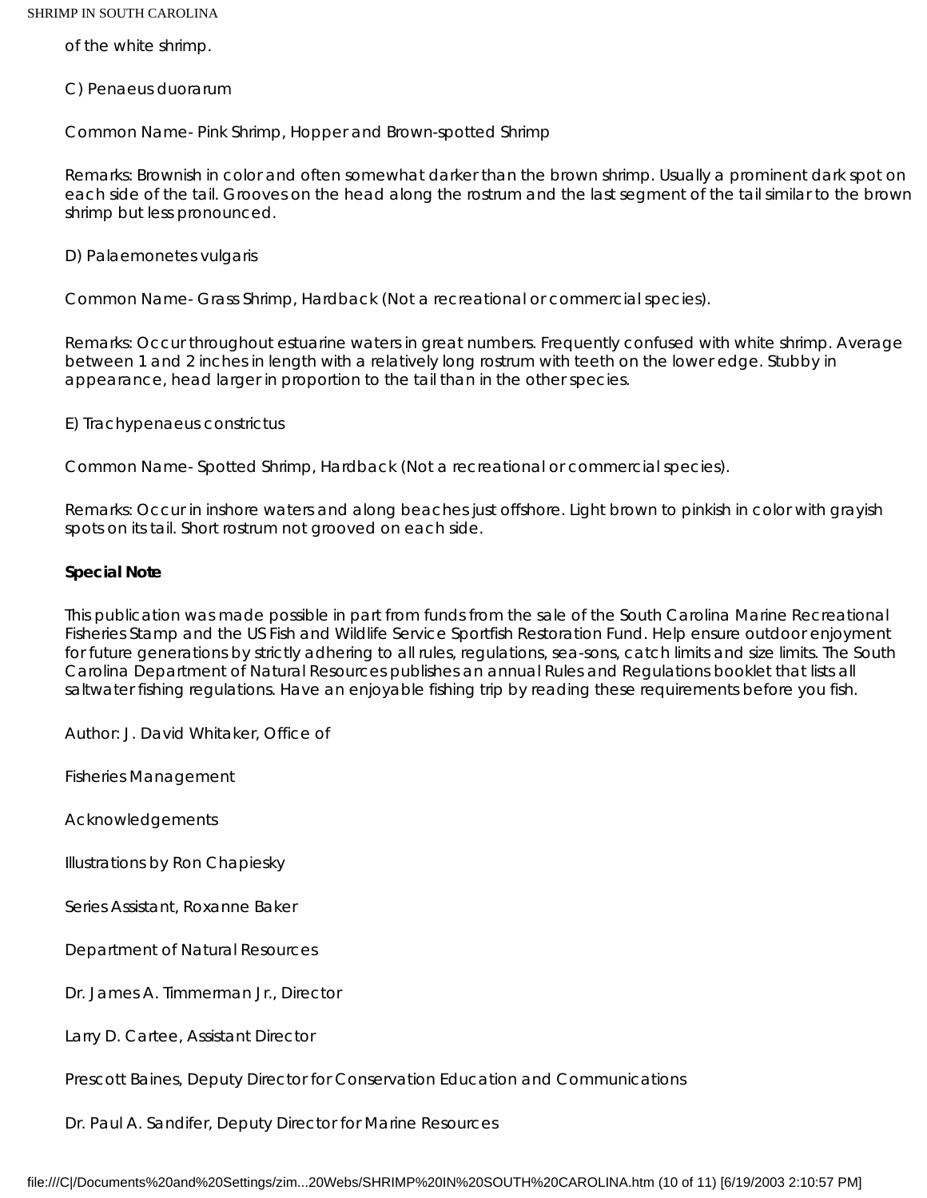of the white shrimp.

C) Penaeus duorarum

Common Name- Pink Shrimp, Hopper and Brown-spotted Shrimp

Remarks: Brownish in color and often somewhat darker than the brown shrimp. Usually a prominent dark spot on each side of the tail. Grooves on the head along the rostrum and the last segment of the tail similar to the brown shrimp but less pronounced.

D) Palaemonetes vulgaris

Common Name- Grass Shrimp, Hardback (Not a recreational or commercial species).

Remarks: Occur throughout estuarine waters in great numbers. Frequently confused with white shrimp. Average between 1 and 2 inches in length with a relatively long rostrum with teeth on the lower edge. Stubby in appearance, head larger in proportion to the tail than in the other species.

E) Trachypenaeus constrictus

Common Name- Spotted Shrimp, Hardback (Not a recreational or commercial species).

Remarks: Occur in inshore waters and along beaches just offshore. Light brown to pinkish in color with grayish spots on its tail. Short rostrum not grooved on each side.

**Special Note**

This publication was made possible in part from funds from the sale of the South Carolina Marine Recreational Fisheries Stamp and the US Fish and Wildlife Service Sportfish Restoration Fund. Help ensure outdoor enjoyment for future generations by strictly adhering to all rules, regulations, sea-sons, catch limits and size limits. The South Carolina Department of Natural Resources publishes an annual Rules and Regulations booklet that lists all saltwater fishing regulations. Have an enjoyable fishing trip by reading these requirements before you fish.

Author: J. David Whitaker, Office of

Fisheries Management

Acknowledgements

Illustrations by Ron Chapiesky

Series Assistant, Roxanne Baker

Department of Natural Resources

Dr. James A. Timmerman Jr., Director

Larry D. Cartee, Assistant Director

Prescott Baines, Deputy Director for Conservation Education and Communications

Dr. Paul A. Sandifer, Deputy Director for Marine Resources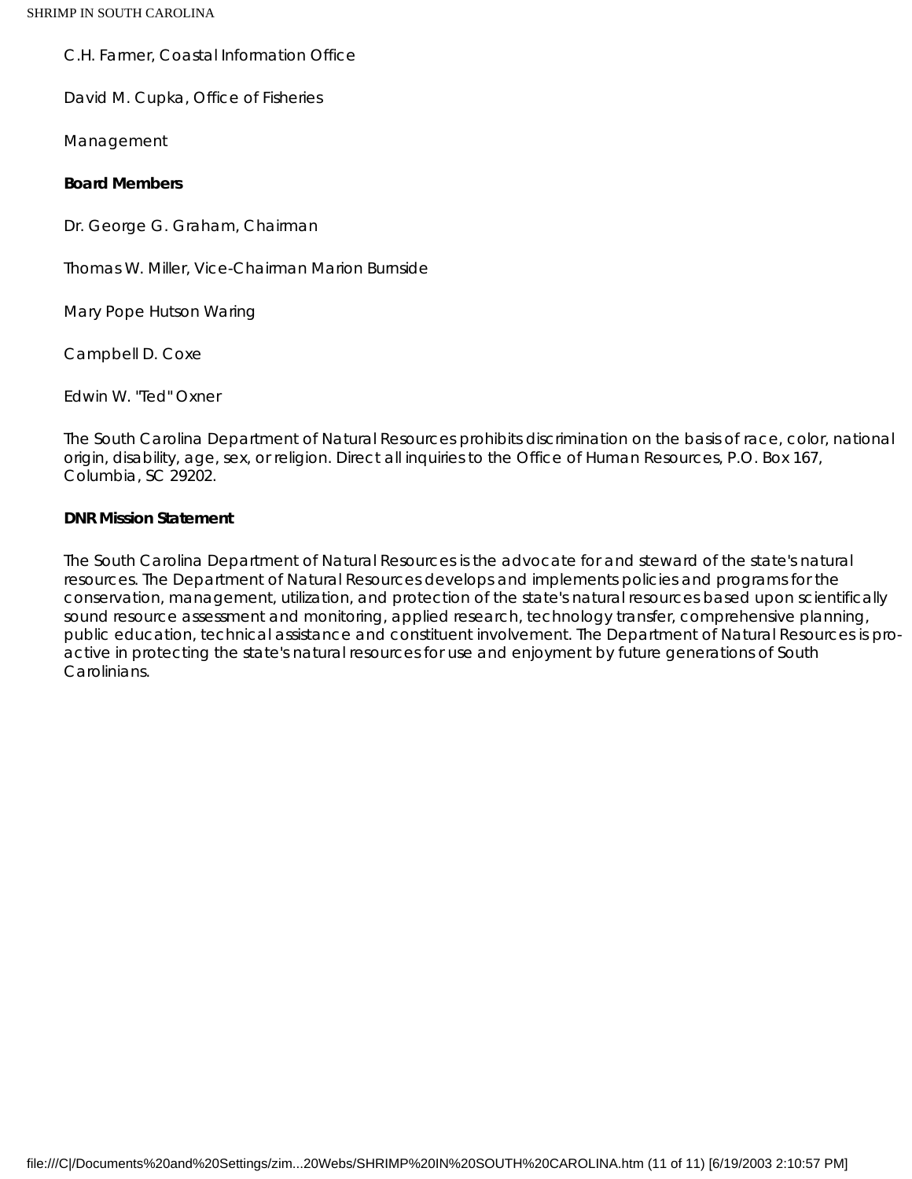C.H. Farmer, Coastal Information Office

David M. Cupka, Office of Fisheries

Management

**Board Members**

Dr. George G. Graham, Chairman

Thomas W. Miller, Vice-Chairman Marion Burnside

Mary Pope Hutson Waring

Campbell D. Coxe

Edwin W. "Ted" Oxner

The South Carolina Department of Natural Resources prohibits discrimination on the basis of race, color, national origin, disability, age, sex, or religion. Direct all inquiries to the Office of Human Resources, P.O. Box 167, Columbia, SC 29202.

**DNR Mission Statement**

The South Carolina Department of Natural Resources is the advocate for and steward of the state's natural resources. The Department of Natural Resources develops and implements policies and programs for the conservation, management, utilization, and protection of the state's natural resources based upon scientifically sound resource assessment and monitoring, applied research, technology transfer, comprehensive planning, public education, technical assistance and constituent involvement. The Department of Natural Resources is pro-active in protecting the state's natural resources for use and enjoyment by future generations of South Carolinians.